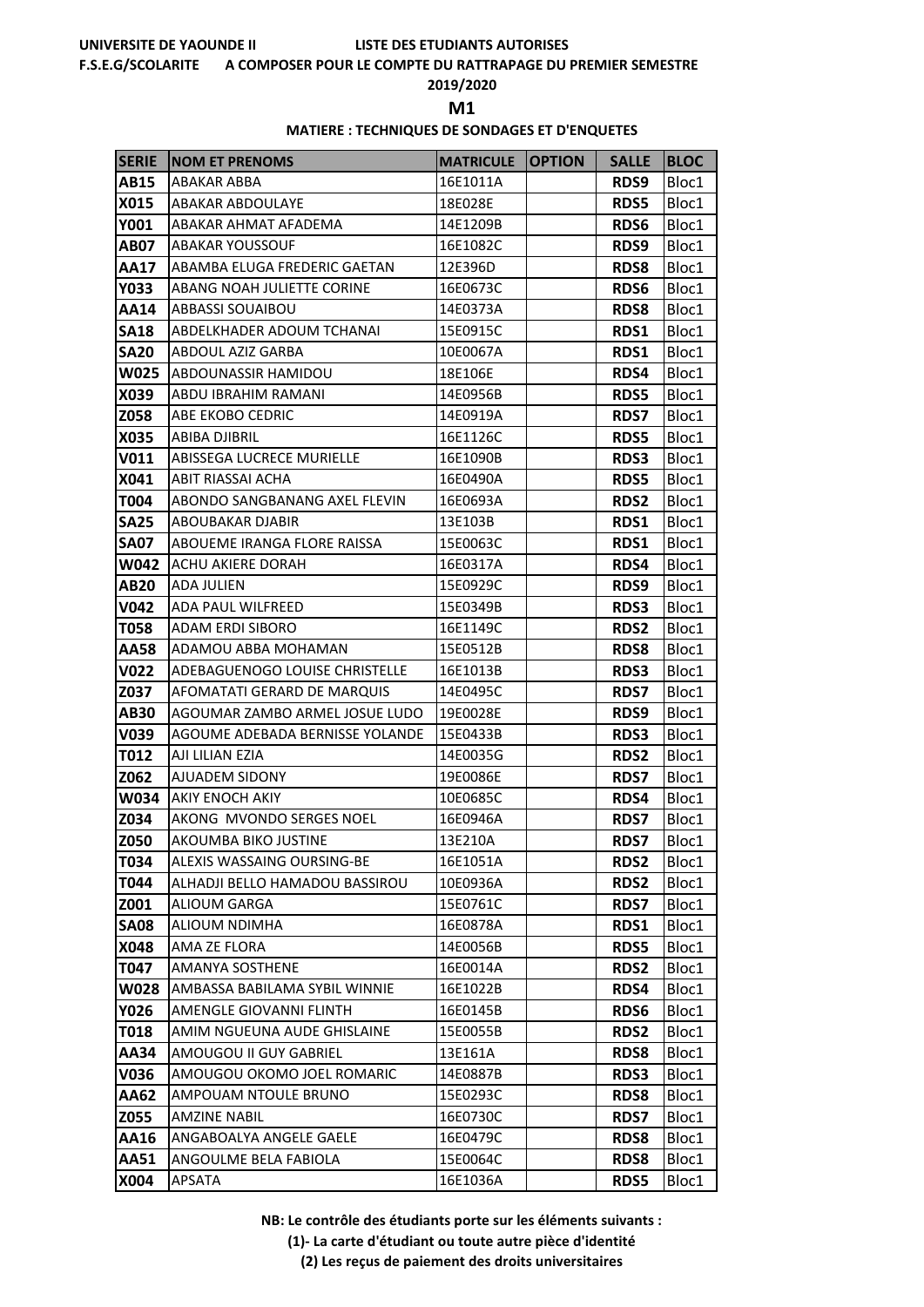UNIVERSITE DE YAOUNDE II — LISTE DES ETUDIANTS AUTORISES

F.S.E.G/SCOLARITE — A COMPOSER POUR LE COMPTE DU RATTRAPAGE DU PREMIER SEMESTRE

2019/2020

**M1**

**MATIERE : TECHNIQUES DE SONDAGES ET D'ENQUETES**

| SERIE | NOM ET PRENOMS | MATRICULE | OPTION | SALLE | BLOC |
|---|---|---|---|---|---|
| AB15 | ABAKAR ABBA | 16E1011A | | RDS9 | Bloc1 |
| X015 | ABAKAR ABDOULAYE | 18E028E | | RDS5 | Bloc1 |
| Y001 | ABAKAR AHMAT AFADEMA | 14E1209B | | RDS6 | Bloc1 |
| AB07 | ABAKAR YOUSSOUF | 16E1082C | | RDS9 | Bloc1 |
| AA17 | ABAMBA ELUGA FREDERIC GAETAN | 12E396D | | RDS8 | Bloc1 |
| Y033 | ABANG NOAH JULIETTE CORINE | 16E0673C | | RDS6 | Bloc1 |
| AA14 | ABBASSI SOUAIBOU | 14E0373A | | RDS8 | Bloc1 |
| SA18 | ABDELKHADER ADOUM TCHANAI | 15E0915C | | RDS1 | Bloc1 |
| SA20 | ABDOUL AZIZ GARBA | 10E0067A | | RDS1 | Bloc1 |
| W025 | ABDOUNASSIR HAMIDOU | 18E106E | | RDS4 | Bloc1 |
| X039 | ABDU IBRAHIM RAMANI | 14E0956B | | RDS5 | Bloc1 |
| Z058 | ABE EKOBO CEDRIC | 14E0919A | | RDS7 | Bloc1 |
| X035 | ABIBA DJIBRIL | 16E1126C | | RDS5 | Bloc1 |
| V011 | ABISSEGA LUCRECE MURIELLE | 16E1090B | | RDS3 | Bloc1 |
| X041 | ABIT RIASSAI ACHA | 16E0490A | | RDS5 | Bloc1 |
| T004 | ABONDO SANGBANANG AXEL FLEVIN | 16E0693A | | RDS2 | Bloc1 |
| SA25 | ABOUBAKAR DJABIR | 13E103B | | RDS1 | Bloc1 |
| SA07 | ABOUEME IRANGA FLORE RAISSA | 15E0063C | | RDS1 | Bloc1 |
| W042 | ACHU AKIERE DORAH | 16E0317A | | RDS4 | Bloc1 |
| AB20 | ADA JULIEN | 15E0929C | | RDS9 | Bloc1 |
| V042 | ADA PAUL WILFREED | 15E0349B | | RDS3 | Bloc1 |
| T058 | ADAM ERDI SIBORO | 16E1149C | | RDS2 | Bloc1 |
| AA58 | ADAMOU ABBA MOHAMAN | 15E0512B | | RDS8 | Bloc1 |
| V022 | ADEBAGUENOGO LOUISE CHRISTELLE | 16E1013B | | RDS3 | Bloc1 |
| Z037 | AFOMATATI GERARD DE MARQUIS | 14E0495C | | RDS7 | Bloc1 |
| AB30 | AGOUMAR ZAMBO ARMEL JOSUE LUDO | 19E0028E | | RDS9 | Bloc1 |
| V039 | AGOUME ADEBADA BERNISSE YOLANDE | 15E0433B | | RDS3 | Bloc1 |
| T012 | AJI LILIAN EZIA | 14E0035G | | RDS2 | Bloc1 |
| Z062 | AJUADEM SIDONY | 19E0086E | | RDS7 | Bloc1 |
| W034 | AKIY ENOCH AKIY | 10E0685C | | RDS4 | Bloc1 |
| Z034 | AKONG MVONDO SERGES NOEL | 16E0946A | | RDS7 | Bloc1 |
| Z050 | AKOUMBA BIKO JUSTINE | 13E210A | | RDS7 | Bloc1 |
| T034 | ALEXIS WASSAING OURSING-BE | 16E1051A | | RDS2 | Bloc1 |
| T044 | ALHADJI BELLO HAMADOU BASSIROU | 10E0936A | | RDS2 | Bloc1 |
| Z001 | ALIOUM GARGA | 15E0761C | | RDS7 | Bloc1 |
| SA08 | ALIOUM NDIMHA | 16E0878A | | RDS1 | Bloc1 |
| X048 | AMA ZE FLORA | 14E0056B | | RDS5 | Bloc1 |
| T047 | AMANYA SOSTHENE | 16E0014A | | RDS2 | Bloc1 |
| W028 | AMBASSA BABILAMA SYBIL WINNIE | 16E1022B | | RDS4 | Bloc1 |
| Y026 | AMENGLE GIOVANNI FLINTH | 16E0145B | | RDS6 | Bloc1 |
| T018 | AMIM NGUEUNA AUDE GHISLAINE | 15E0055B | | RDS2 | Bloc1 |
| AA34 | AMOUGOU II GUY GABRIEL | 13E161A | | RDS8 | Bloc1 |
| V036 | AMOUGOU OKOMO JOEL ROMARIC | 14E0887B | | RDS3 | Bloc1 |
| AA62 | AMPOUAM NTOULE BRUNO | 15E0293C | | RDS8 | Bloc1 |
| Z055 | AMZINE NABIL | 16E0730C | | RDS7 | Bloc1 |
| AA16 | ANGABOALYA ANGELE GAELE | 16E0479C | | RDS8 | Bloc1 |
| AA51 | ANGOULME BELA FABIOLA | 15E0064C | | RDS8 | Bloc1 |
| X004 | APSATA | 16E1036A | | RDS5 | Bloc1 |

**NB: Le contrôle des étudiants porte sur les éléments suivants :**

**(1)- La carte d'étudiant ou toute autre pièce d'identité**

**(2) Les reçus de paiement des droits universitaires**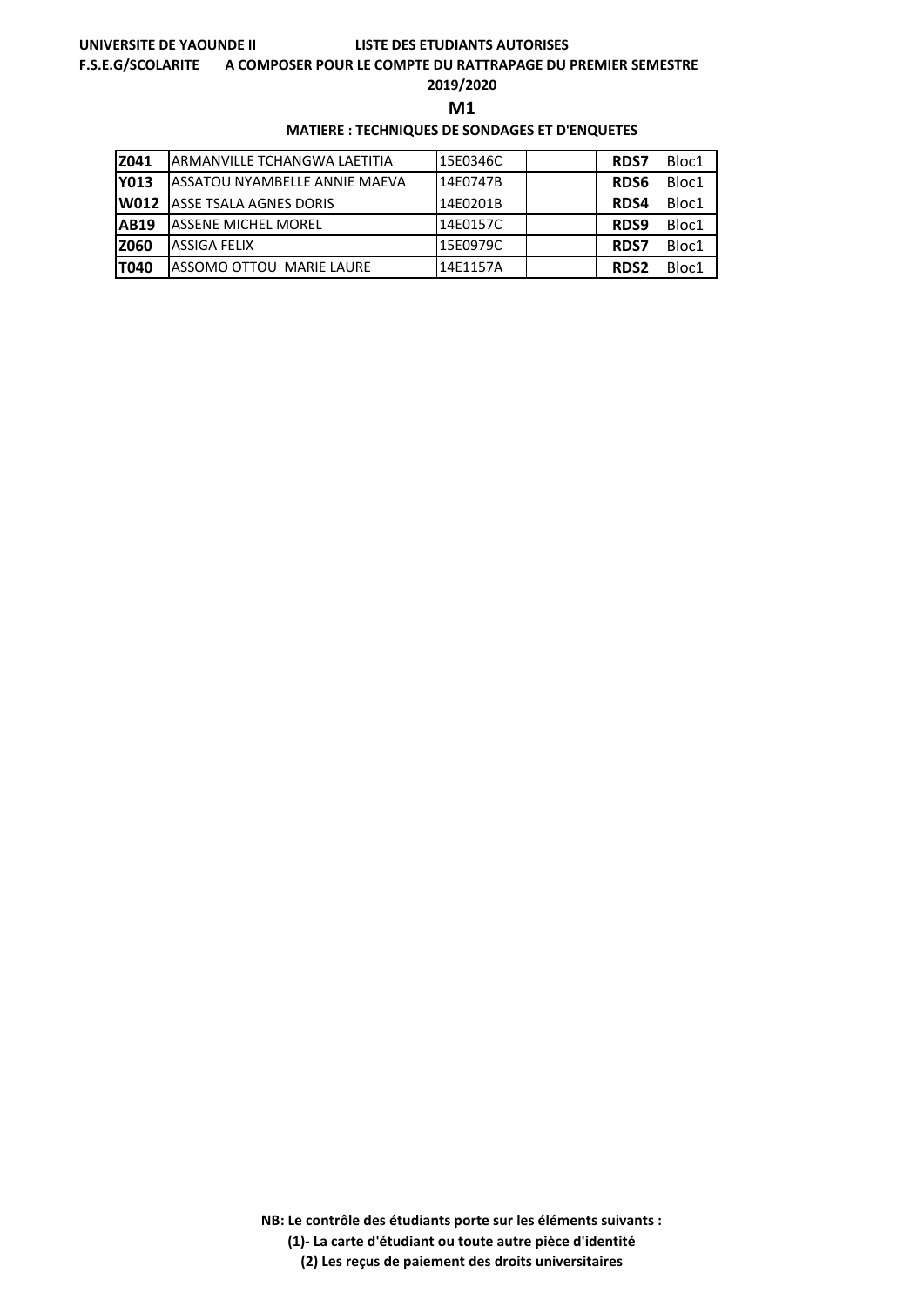**UNIVERSITE DE YAOUNDE II** **LISTE DES ETUDIANTS AUTORISES**

**F.S.E.G/SCOLARITE** **A COMPOSER POUR LE COMPTE DU RATTRAPAGE DU PREMIER SEMESTRE**

**2019/2020**

## M1

**MATIERE : TECHNIQUES DE SONDAGES ET D'ENQUETES**

| | | | | | |
|---|---|---|---|---|---|
| **Z041** | ARMANVILLE TCHANGWA LAETITIA | 15E0346C | | **RDS7** | Bloc1 |
| **Y013** | ASSATOU NYAMBELLE ANNIE MAEVA | 14E0747B | | **RDS6** | Bloc1 |
| **W012** | ASSE TSALA AGNES DORIS | 14E0201B | | **RDS4** | Bloc1 |
| **AB19** | ASSENE MICHEL MOREL | 14E0157C | | **RDS9** | Bloc1 |
| **Z060** | ASSIGA FELIX | 15E0979C | | **RDS7** | Bloc1 |
| **T040** | ASSOMO OTTOU MARIE LAURE | 14E1157A | | **RDS2** | Bloc1 |

**NB: Le contrôle des étudiants porte sur les éléments suivants :**

**(1)- La carte d'étudiant ou toute autre pièce d'identité**

**(2) Les reçus de paiement des droits universitaires**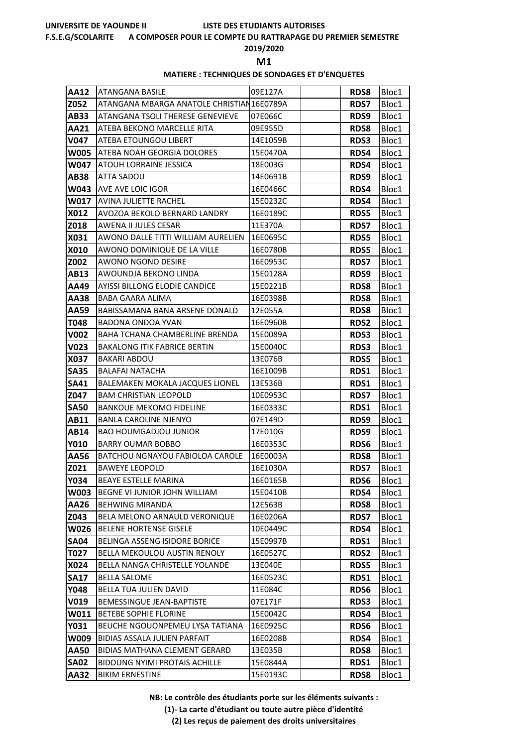UNIVERSITE DE YAOUNDE II — LISTE DES ETUDIANTS AUTORISES

F.S.E.G/SCOLARITE — A COMPOSER POUR LE COMPTE DU RATTRAPAGE DU PREMIER SEMESTRE

2019/2020

**M1**

**MATIERE : TECHNIQUES DE SONDAGES ET D'ENQUETES**

| | | | | | |
|---|---|---|---|---|---|
| **AA12** | ATANGANA BASILE | 09E127A | | **RDS8** | Bloc1 |
| **Z052** | ATANGANA MBARGA ANATOLE CHRISTIAN | 16E0789A | | **RDS7** | Bloc1 |
| **AB33** | ATANGANA TSOLI THERESE GENEVIEVE | 07E066C | | **RDS9** | Bloc1 |
| **AA21** | ATEBA BEKONO MARCELLE RITA | 09E955D | | **RDS8** | Bloc1 |
| **V047** | ATEBA ETOUNGOU LIBERT | 14E1059B | | **RDS3** | Bloc1 |
| **W005** | ATEBA NOAH GEORGIA DOLORES | 15E0470A | | **RDS4** | Bloc1 |
| **W047** | ATOUH LORRAINE JESSICA | 18E003G | | **RDS4** | Bloc1 |
| **AB38** | ATTA SADOU | 14E0691B | | **RDS9** | Bloc1 |
| **W043** | AVE AVE LOIC IGOR | 16E0466C | | **RDS4** | Bloc1 |
| **W017** | AVINA JULIETTE RACHEL | 15E0232C | | **RDS4** | Bloc1 |
| **X012** | AVOZOA BEKOLO BERNARD LANDRY | 16E0189C | | **RDS5** | Bloc1 |
| **Z018** | AWENA II JULES CESAR | 11E370A | | **RDS7** | Bloc1 |
| **X031** | AWONO DALLE TITTI WILLIAM AURELIEN | 16E0695C | | **RDS5** | Bloc1 |
| **X010** | AWONO DOMINIQUE DE LA VILLE | 16E0780B | | **RDS5** | Bloc1 |
| **Z002** | AWONO NGONO DESIRE | 16E0953C | | **RDS7** | Bloc1 |
| **AB13** | AWOUNDJA BEKONO LINDA | 15E0128A | | **RDS9** | Bloc1 |
| **AA49** | AYISSI BILLONG ELODIE CANDICE | 15E0221B | | **RDS8** | Bloc1 |
| **AA38** | BABA GAARA ALIMA | 16E0398B | | **RDS8** | Bloc1 |
| **AA59** | BABISSAMANA BANA ARSENE DONALD | 12E055A | | **RDS8** | Bloc1 |
| **T048** | BADONA ONDOA YVAN | 16E0960B | | **RDS2** | Bloc1 |
| **V002** | BAHA TCHANA CHAMBERLINE BRENDA | 15E0089A | | **RDS3** | Bloc1 |
| **V023** | BAKALONG ITIK FABRICE BERTIN | 15E0040C | | **RDS3** | Bloc1 |
| **X037** | BAKARI ABDOU | 13E076B | | **RDS5** | Bloc1 |
| **SA35** | BALAFAI NATACHA | 16E1009B | | **RDS1** | Bloc1 |
| **SA41** | BALEMAKEN MOKALA JACQUES LIONEL | 13E536B | | **RDS1** | Bloc1 |
| **Z047** | BAM CHRISTIAN LEOPOLD | 10E0953C | | **RDS7** | Bloc1 |
| **SA50** | BANKOUE MEKOMO FIDELINE | 16E0333C | | **RDS1** | Bloc1 |
| **AB11** | BANLA CAROLINE NJENYO | 07E149D | | **RDS9** | Bloc1 |
| **AB14** | BAO HOUMGADJOU JUNIOR | 17E010G | | **RDS9** | Bloc1 |
| **Y010** | BARRY OUMAR BOBBO | 16E0353C | | **RDS6** | Bloc1 |
| **AA56** | BATCHOU NGNAYOU FABIOLOA CAROLE | 16E0003A | | **RDS8** | Bloc1 |
| **Z021** | BAWEYE LEOPOLD | 16E1030A | | **RDS7** | Bloc1 |
| **Y034** | BEAYE ESTELLE MARINA | 16E0165B | | **RDS6** | Bloc1 |
| **W003** | BEGNE VI JUNIOR JOHN WILLIAM | 15E0410B | | **RDS4** | Bloc1 |
| **AA26** | BEHWING MIRANDA | 12E563B | | **RDS8** | Bloc1 |
| **Z043** | BELA MELONO ARNAULD VERONIQUE | 16E0206A | | **RDS7** | Bloc1 |
| **W026** | BELENE HORTENSE GISELE | 10E0449C | | **RDS4** | Bloc1 |
| **SA04** | BELINGA ASSENG ISIDORE BORICE | 15E0997B | | **RDS1** | Bloc1 |
| **T027** | BELLA MEKOULOU AUSTIN RENOLY | 16E0527C | | **RDS2** | Bloc1 |
| **X024** | BELLA NANGA CHRISTELLE YOLANDE | 13E040E | | **RDS5** | Bloc1 |
| **SA17** | BELLA SALOME | 16E0523C | | **RDS1** | Bloc1 |
| **Y048** | BELLA TUA JULIEN DAVID | 11E084C | | **RDS6** | Bloc1 |
| **V019** | BEMESSINGUE JEAN-BAPTISTE | 07E171F | | **RDS3** | Bloc1 |
| **W011** | BETEBE SOPHIE FLORINE | 15E0042C | | **RDS4** | Bloc1 |
| **Y031** | BEUCHE NGOUONPEMEU LYSA TATIANA | 16E0925C | | **RDS6** | Bloc1 |
| **W009** | BIDIAS ASSALA JULIEN PARFAIT | 16E0208B | | **RDS4** | Bloc1 |
| **AA50** | BIDIAS MATHANA CLEMENT GERARD | 13E035B | | **RDS8** | Bloc1 |
| **SA02** | BIDOUNG NYIMI PROTAIS ACHILLE | 15E0844A | | **RDS1** | Bloc1 |
| **AA32** | BIKIM ERNESTINE | 15E0193C | | **RDS8** | Bloc1 |

**NB: Le contrôle des étudiants porte sur les éléments suivants :**

**(1)- La carte d'étudiant ou toute autre pièce d'identité**

**(2) Les reçus de paiement des droits universitaires**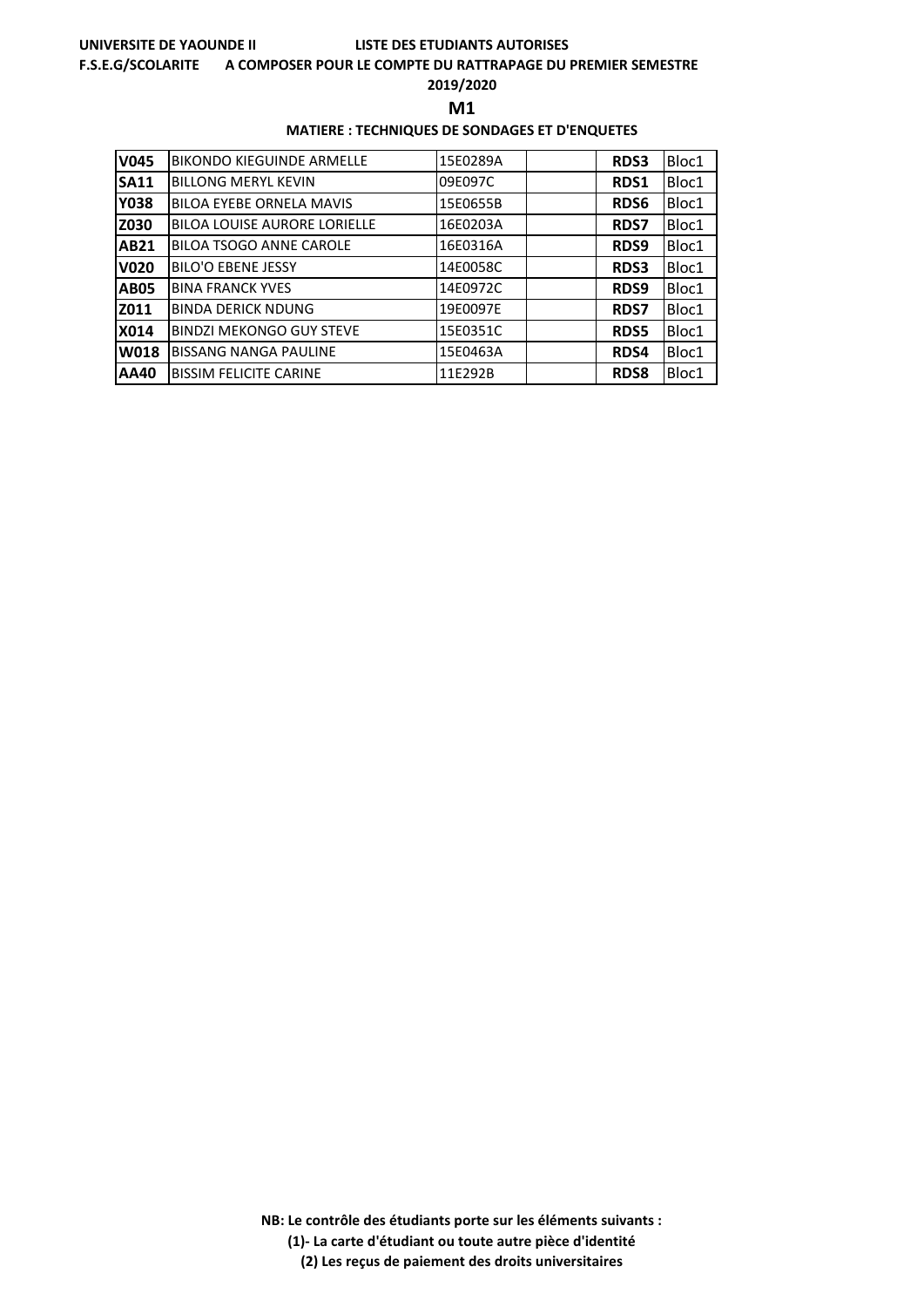**UNIVERSITE DE YAOUNDE II** **LISTE DES ETUDIANTS AUTORISES**

**F.S.E.G/SCOLARITE** **A COMPOSER POUR LE COMPTE DU RATTRAPAGE DU PREMIER SEMESTRE**

**2019/2020**

## M1

**MATIERE : TECHNIQUES DE SONDAGES ET D'ENQUETES**

| | | | | | |
|---|---|---|---|---|---|
| **V045** | BIKONDO KIEGUINDE ARMELLE | 15E0289A | | **RDS3** | Bloc1 |
| **SA11** | BILLONG MERYL KEVIN | 09E097C | | **RDS1** | Bloc1 |
| **Y038** | BILOA EYEBE ORNELA MAVIS | 15E0655B | | **RDS6** | Bloc1 |
| **Z030** | BILOA LOUISE AURORE LORIELLE | 16E0203A | | **RDS7** | Bloc1 |
| **AB21** | BILOA TSOGO ANNE CAROLE | 16E0316A | | **RDS9** | Bloc1 |
| **V020** | BILO'O EBENE JESSY | 14E0058C | | **RDS3** | Bloc1 |
| **AB05** | BINA FRANCK YVES | 14E0972C | | **RDS9** | Bloc1 |
| **Z011** | BINDA DERICK NDUNG | 19E0097E | | **RDS7** | Bloc1 |
| **X014** | BINDZI MEKONGO GUY STEVE | 15E0351C | | **RDS5** | Bloc1 |
| **W018** | BISSANG NANGA PAULINE | 15E0463A | | **RDS4** | Bloc1 |
| **AA40** | BISSIM FELICITE CARINE | 11E292B | | **RDS8** | Bloc1 |

**NB: Le contrôle des étudiants porte sur les éléments suivants :**

**(1)- La carte d'étudiant ou toute autre pièce d'identité**

**(2) Les reçus de paiement des droits universitaires**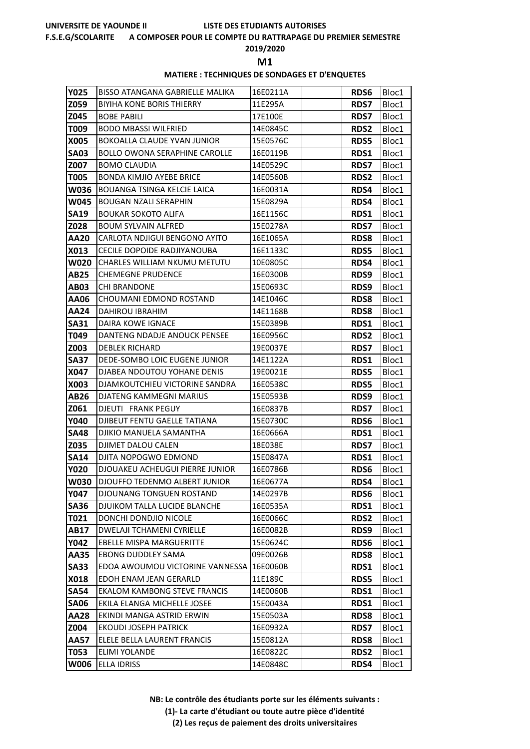UNIVERSITE DE YAOUNDE II — LISTE DES ETUDIANTS AUTORISES

F.S.E.G/SCOLARITE — A COMPOSER POUR LE COMPTE DU RATTRAPAGE DU PREMIER SEMESTRE

2019/2020

**M1**

**MATIERE : TECHNIQUES DE SONDAGES ET D'ENQUETES**

| | | | | | |
|---|---|---|---|---|---|
| **Y025** | BISSO ATANGANA GABRIELLE MALIKA | 16E0211A | | **RDS6** | Bloc1 |
| **Z059** | BIYIHA KONE BORIS THIERRY | 11E295A | | **RDS7** | Bloc1 |
| **Z045** | BOBE PABILI | 17E100E | | **RDS7** | Bloc1 |
| **T009** | BODO MBASSI WILFRIED | 14E0845C | | **RDS2** | Bloc1 |
| **X005** | BOKOALLA CLAUDE YVAN JUNIOR | 15E0576C | | **RDS5** | Bloc1 |
| **SA03** | BOLLO OWONA SERAPHINE CAROLLE | 16E0119B | | **RDS1** | Bloc1 |
| **Z007** | BOMO CLAUDIA | 14E0529C | | **RDS7** | Bloc1 |
| **T005** | BONDA KIMJIO AYEBE BRICE | 14E0560B | | **RDS2** | Bloc1 |
| **W036** | BOUANGA TSINGA KELCIE LAICA | 16E0031A | | **RDS4** | Bloc1 |
| **W045** | BOUGAN NZALI SERAPHIN | 15E0829A | | **RDS4** | Bloc1 |
| **SA19** | BOUKAR SOKOTO ALIFA | 16E1156C | | **RDS1** | Bloc1 |
| **Z028** | BOUM SYLVAIN ALFRED | 15E0278A | | **RDS7** | Bloc1 |
| **AA20** | CARLOTA NDJIGUI BENGONO AYITO | 16E1065A | | **RDS8** | Bloc1 |
| **X013** | CECILE DOPOIDE RADJIYANOUBA | 16E1133C | | **RDS5** | Bloc1 |
| **W020** | CHARLES WILLIAM NKUMU METUTU | 10E0805C | | **RDS4** | Bloc1 |
| **AB25** | CHEMEGNE PRUDENCE | 16E0300B | | **RDS9** | Bloc1 |
| **AB03** | CHI BRANDONE | 15E0693C | | **RDS9** | Bloc1 |
| **AA06** | CHOUMANI EDMOND ROSTAND | 14E1046C | | **RDS8** | Bloc1 |
| **AA24** | DAHIROU IBRAHIM | 14E1168B | | **RDS8** | Bloc1 |
| **SA31** | DAIRA KOWE IGNACE | 15E0389B | | **RDS1** | Bloc1 |
| **T049** | DANTENG NDADJE ANOUCK PENSEE | 16E0956C | | **RDS2** | Bloc1 |
| **Z003** | DEBLEK RICHARD | 19E0037E | | **RDS7** | Bloc1 |
| **SA37** | DEDE-SOMBO LOIC EUGENE JUNIOR | 14E1122A | | **RDS1** | Bloc1 |
| **X047** | DJABEA NDOUTOU YOHANE DENIS | 19E0021E | | **RDS5** | Bloc1 |
| **X003** | DJAMKOUTCHIEU VICTORINE SANDRA | 16E0538C | | **RDS5** | Bloc1 |
| **AB26** | DJATENG KAMMEGNI MARIUS | 15E0593B | | **RDS9** | Bloc1 |
| **Z061** | DJEUTI FRANK PEGUY | 16E0837B | | **RDS7** | Bloc1 |
| **Y040** | DJIBEUT FENTU GAELLE TATIANA | 15E0730C | | **RDS6** | Bloc1 |
| **SA48** | DJIKIO MANUELA SAMANTHA | 16E0666A | | **RDS1** | Bloc1 |
| **Z035** | DJIMET DALOU CALEN | 18E038E | | **RDS7** | Bloc1 |
| **SA14** | DJITA NOPOGWO EDMOND | 15E0847A | | **RDS1** | Bloc1 |
| **Y020** | DJOUAKEU ACHEUGUI PIERRE JUNIOR | 16E0786B | | **RDS6** | Bloc1 |
| **W030** | DJOUFFO TEDENMO ALBERT JUNIOR | 16E0677A | | **RDS4** | Bloc1 |
| **Y047** | DJOUNANG TONGUEN ROSTAND | 14E0297B | | **RDS6** | Bloc1 |
| **SA36** | DJUIKOM TALLA LUCIDE BLANCHE | 16E0535A | | **RDS1** | Bloc1 |
| **T021** | DONCHI DONDJIO NICOLE | 16E0066C | | **RDS2** | Bloc1 |
| **AB17** | DWELAJI TCHAMENI CYRIELLE | 16E0082B | | **RDS9** | Bloc1 |
| **Y042** | EBELLE MISPA MARGUERITTE | 15E0624C | | **RDS6** | Bloc1 |
| **AA35** | EBONG DUDDLEY SAMA | 09E0026B | | **RDS8** | Bloc1 |
| **SA33** | EDOA AWOUMOU VICTORINE VANNESSA | 16E0060B | | **RDS1** | Bloc1 |
| **X018** | EDOH ENAM JEAN GERARLD | 11E189C | | **RDS5** | Bloc1 |
| **SA54** | EKALOM KAMBONG STEVE FRANCIS | 14E0060B | | **RDS1** | Bloc1 |
| **SA06** | EKILA ELANGA MICHELLE JOSEE | 15E0043A | | **RDS1** | Bloc1 |
| **AA28** | EKINDI MANGA ASTRID ERWIN | 15E0503A | | **RDS8** | Bloc1 |
| **Z004** | EKOUDI JOSEPH PATRICK | 16E0932A | | **RDS7** | Bloc1 |
| **AA57** | ELELE BELLA LAURENT FRANCIS | 15E0812A | | **RDS8** | Bloc1 |
| **T053** | ELIMI YOLANDE | 16E0822C | | **RDS2** | Bloc1 |
| **W006** | ELLA IDRISS | 14E0848C | | **RDS4** | Bloc1 |

**NB: Le contrôle des étudiants porte sur les éléments suivants :**

**(1)- La carte d'étudiant ou toute autre pièce d'identité**

**(2) Les reçus de paiement des droits universitaires**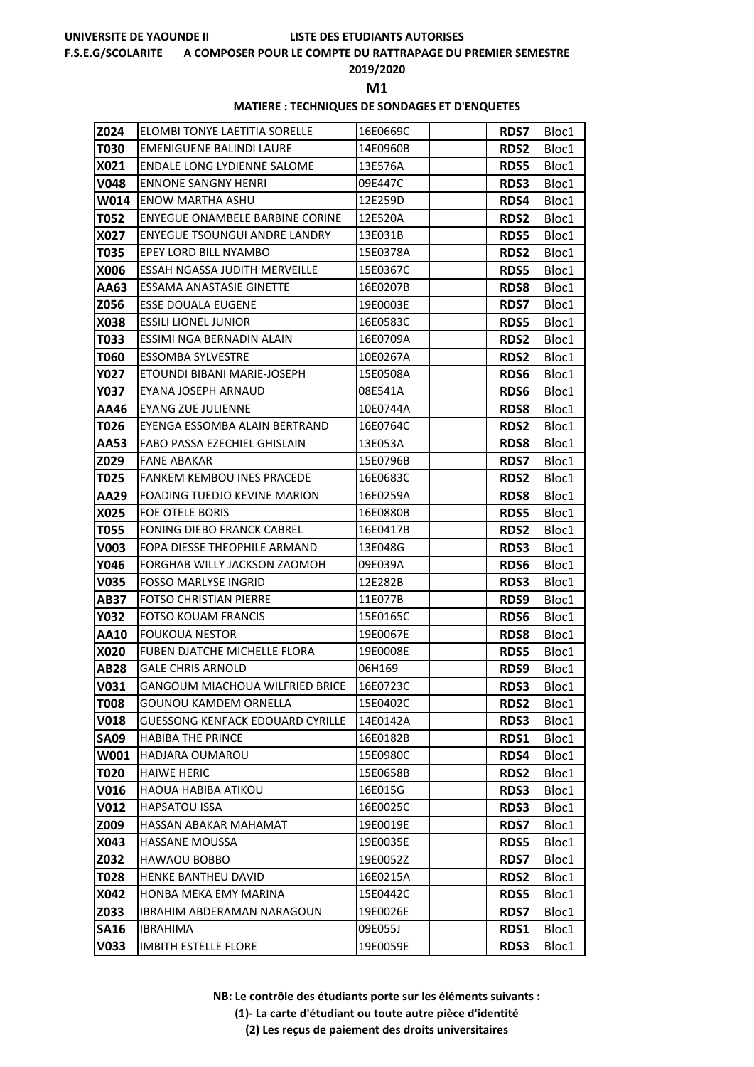UNIVERSITE DE YAOUNDE II — LISTE DES ETUDIANTS AUTORISES

F.S.E.G/SCOLARITE — A COMPOSER POUR LE COMPTE DU RATTRAPAGE DU PREMIER SEMESTRE

2019/2020

**M1**

**MATIERE : TECHNIQUES DE SONDAGES ET D'ENQUETES**

| | | | | | |
|---|---|---|---|---|---|
| Z024 | ELOMBI TONYE LAETITIA SORELLE | 16E0669C | | RDS7 | Bloc1 |
| T030 | EMENIGUENE BALINDI LAURE | 14E0960B | | RDS2 | Bloc1 |
| X021 | ENDALE LONG LYDIENNE SALOME | 13E576A | | RDS5 | Bloc1 |
| V048 | ENNONE SANGNY HENRI | 09E447C | | RDS3 | Bloc1 |
| W014 | ENOW MARTHA ASHU | 12E259D | | RDS4 | Bloc1 |
| T052 | ENYEGUE ONAMBELE BARBINE CORINE | 12E520A | | RDS2 | Bloc1 |
| X027 | ENYEGUE TSOUNGUI ANDRE LANDRY | 13E031B | | RDS5 | Bloc1 |
| T035 | EPEY LORD BILL NYAMBO | 15E0378A | | RDS2 | Bloc1 |
| X006 | ESSAH NGASSA JUDITH MERVEILLE | 15E0367C | | RDS5 | Bloc1 |
| AA63 | ESSAMA ANASTASIE GINETTE | 16E0207B | | RDS8 | Bloc1 |
| Z056 | ESSE DOUALA EUGENE | 19E0003E | | RDS7 | Bloc1 |
| X038 | ESSILI LIONEL JUNIOR | 16E0583C | | RDS5 | Bloc1 |
| T033 | ESSIMI NGA BERNADIN ALAIN | 16E0709A | | RDS2 | Bloc1 |
| T060 | ESSOMBA SYLVESTRE | 10E0267A | | RDS2 | Bloc1 |
| Y027 | ETOUNDI BIBANI MARIE-JOSEPH | 15E0508A | | RDS6 | Bloc1 |
| Y037 | EYANA JOSEPH ARNAUD | 08E541A | | RDS6 | Bloc1 |
| AA46 | EYANG ZUE JULIENNE | 10E0744A | | RDS8 | Bloc1 |
| T026 | EYENGA ESSOMBA ALAIN BERTRAND | 16E0764C | | RDS2 | Bloc1 |
| AA53 | FABO PASSA EZECHIEL GHISLAIN | 13E053A | | RDS8 | Bloc1 |
| Z029 | FANE ABAKAR | 15E0796B | | RDS7 | Bloc1 |
| T025 | FANKEM KEMBOU INES PRACEDE | 16E0683C | | RDS2 | Bloc1 |
| AA29 | FOADING TUEDJO KEVINE MARION | 16E0259A | | RDS8 | Bloc1 |
| X025 | FOE OTELE BORIS | 16E0880B | | RDS5 | Bloc1 |
| T055 | FONING DIEBO FRANCK CABREL | 16E0417B | | RDS2 | Bloc1 |
| V003 | FOPA DIESSE THEOPHILE ARMAND | 13E048G | | RDS3 | Bloc1 |
| Y046 | FORGHAB WILLY JACKSON ZAOMOH | 09E039A | | RDS6 | Bloc1 |
| V035 | FOSSO MARLYSE INGRID | 12E282B | | RDS3 | Bloc1 |
| AB37 | FOTSO CHRISTIAN PIERRE | 11E077B | | RDS9 | Bloc1 |
| Y032 | FOTSO KOUAM FRANCIS | 15E0165C | | RDS6 | Bloc1 |
| AA10 | FOUKOUA NESTOR | 19E0067E | | RDS8 | Bloc1 |
| X020 | FUBEN DJATCHE MICHELLE FLORA | 19E0008E | | RDS5 | Bloc1 |
| AB28 | GALE CHRIS ARNOLD | 06H169 | | RDS9 | Bloc1 |
| V031 | GANGOUM MIACHOUA WILFRIED BRICE | 16E0723C | | RDS3 | Bloc1 |
| T008 | GOUNOU KAMDEM ORNELLA | 15E0402C | | RDS2 | Bloc1 |
| V018 | GUESSONG KENFACK EDOUARD CYRILLE | 14E0142A | | RDS3 | Bloc1 |
| SA09 | HABIBA THE PRINCE | 16E0182B | | RDS1 | Bloc1 |
| W001 | HADJARA OUMAROU | 15E0980C | | RDS4 | Bloc1 |
| T020 | HAIWE HERIC | 15E0658B | | RDS2 | Bloc1 |
| V016 | HAOUA HABIBA ATIKOU | 16E015G | | RDS3 | Bloc1 |
| V012 | HAPSATOU ISSA | 16E0025C | | RDS3 | Bloc1 |
| Z009 | HASSAN ABAKAR MAHAMAT | 19E0019E | | RDS7 | Bloc1 |
| X043 | HASSANE MOUSSA | 19E0035E | | RDS5 | Bloc1 |
| Z032 | HAWAOU BOBBO | 19E0052Z | | RDS7 | Bloc1 |
| T028 | HENKE BANTHEU DAVID | 16E0215A | | RDS2 | Bloc1 |
| X042 | HONBA MEKA EMY MARINA | 15E0442C | | RDS5 | Bloc1 |
| Z033 | IBRAHIM ABDERAMAN NARAGOUN | 19E0026E | | RDS7 | Bloc1 |
| SA16 | IBRAHIMA | 09E055J | | RDS1 | Bloc1 |
| V033 | IMBITH ESTELLE FLORE | 19E0059E | | RDS3 | Bloc1 |

**NB: Le contrôle des étudiants porte sur les éléments suivants :**

**(1)- La carte d'étudiant ou toute autre pièce d'identité**

**(2) Les reçus de paiement des droits universitaires**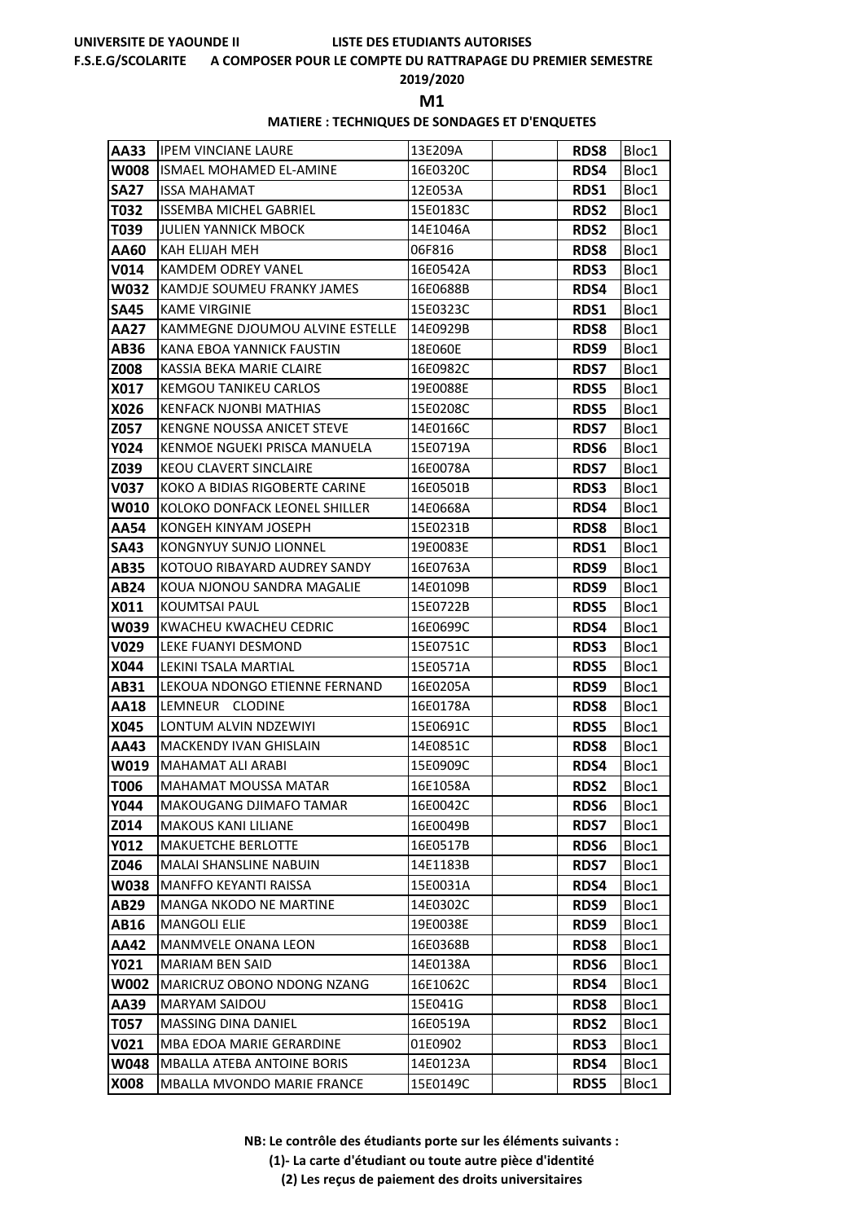UNIVERSITE DE YAOUNDE II LISTE DES ETUDIANTS AUTORISES

F.S.E.G/SCOLARITE A COMPOSER POUR LE COMPTE DU RATTRAPAGE DU PREMIER SEMESTRE

2019/2020

**M1**

**MATIERE : TECHNIQUES DE SONDAGES ET D'ENQUETES**

| | | | | | |
|---|---|---|---|---|---|
| **AA33** | IPEM VINCIANE LAURE | 13E209A | | **RDS8** | Bloc1 |
| **W008** | ISMAEL MOHAMED EL-AMINE | 16E0320C | | **RDS4** | Bloc1 |
| **SA27** | ISSA MAHAMAT | 12E053A | | **RDS1** | Bloc1 |
| **T032** | ISSEMBA MICHEL GABRIEL | 15E0183C | | **RDS2** | Bloc1 |
| **T039** | JULIEN YANNICK MBOCK | 14E1046A | | **RDS2** | Bloc1 |
| **AA60** | KAH ELIJAH MEH | 06F816 | | **RDS8** | Bloc1 |
| **V014** | KAMDEM ODREY VANEL | 16E0542A | | **RDS3** | Bloc1 |
| **W032** | KAMDJE SOUMEU FRANKY JAMES | 16E0688B | | **RDS4** | Bloc1 |
| **SA45** | KAME VIRGINIE | 15E0323C | | **RDS1** | Bloc1 |
| **AA27** | KAMMEGNE DJOUMOU ALVINE ESTELLE | 14E0929B | | **RDS8** | Bloc1 |
| **AB36** | KANA EBOA YANNICK FAUSTIN | 18E060E | | **RDS9** | Bloc1 |
| **Z008** | KASSIA BEKA MARIE CLAIRE | 16E0982C | | **RDS7** | Bloc1 |
| **X017** | KEMGOU TANIKEU CARLOS | 19E0088E | | **RDS5** | Bloc1 |
| **X026** | KENFACK NJONBI MATHIAS | 15E0208C | | **RDS5** | Bloc1 |
| **Z057** | KENGNE NOUSSA ANICET STEVE | 14E0166C | | **RDS7** | Bloc1 |
| **Y024** | KENMOE NGUEKI PRISCA MANUELA | 15E0719A | | **RDS6** | Bloc1 |
| **Z039** | KEOU CLAVERT SINCLAIRE | 16E0078A | | **RDS7** | Bloc1 |
| **V037** | KOKO A BIDIAS RIGOBERTE CARINE | 16E0501B | | **RDS3** | Bloc1 |
| **W010** | KOLOKO DONFACK LEONEL SHILLER | 14E0668A | | **RDS4** | Bloc1 |
| **AA54** | KONGEH KINYAM JOSEPH | 15E0231B | | **RDS8** | Bloc1 |
| **SA43** | KONGNYUY SUNJO LIONNEL | 19E0083E | | **RDS1** | Bloc1 |
| **AB35** | KOTOUO RIBAYARD AUDREY SANDY | 16E0763A | | **RDS9** | Bloc1 |
| **AB24** | KOUA NJONOU SANDRA MAGALIE | 14E0109B | | **RDS9** | Bloc1 |
| **X011** | KOUMTSAI PAUL | 15E0722B | | **RDS5** | Bloc1 |
| **W039** | KWACHEU KWACHEU CEDRIC | 16E0699C | | **RDS4** | Bloc1 |
| **V029** | LEKE FUANYI DESMOND | 15E0751C | | **RDS3** | Bloc1 |
| **X044** | LEKINI TSALA MARTIAL | 15E0571A | | **RDS5** | Bloc1 |
| **AB31** | LEKOUA NDONGO ETIENNE FERNAND | 16E0205A | | **RDS9** | Bloc1 |
| **AA18** | LEMNEUR CLODINE | 16E0178A | | **RDS8** | Bloc1 |
| **X045** | LONTUM ALVIN NDZEWIYI | 15E0691C | | **RDS5** | Bloc1 |
| **AA43** | MACKENDY IVAN GHISLAIN | 14E0851C | | **RDS8** | Bloc1 |
| **W019** | MAHAMAT ALI ARABI | 15E0909C | | **RDS4** | Bloc1 |
| **T006** | MAHAMAT MOUSSA MATAR | 16E1058A | | **RDS2** | Bloc1 |
| **Y044** | MAKOUGANG DJIMAFO TAMAR | 16E0042C | | **RDS6** | Bloc1 |
| **Z014** | MAKOUS KANI LILIANE | 16E0049B | | **RDS7** | Bloc1 |
| **Y012** | MAKUETCHE BERLOTTE | 16E0517B | | **RDS6** | Bloc1 |
| **Z046** | MALAI SHANSLINE NABUIN | 14E1183B | | **RDS7** | Bloc1 |
| **W038** | MANFFO KEYANTI RAISSA | 15E0031A | | **RDS4** | Bloc1 |
| **AB29** | MANGA NKODO NE MARTINE | 14E0302C | | **RDS9** | Bloc1 |
| **AB16** | MANGOLI ELIE | 19E0038E | | **RDS9** | Bloc1 |
| **AA42** | MANMVELE ONANA LEON | 16E0368B | | **RDS8** | Bloc1 |
| **Y021** | MARIAM BEN SAID | 14E0138A | | **RDS6** | Bloc1 |
| **W002** | MARICRUZ OBONO NDONG NZANG | 16E1062C | | **RDS4** | Bloc1 |
| **AA39** | MARYAM SAIDOU | 15E041G | | **RDS8** | Bloc1 |
| **T057** | MASSING DINA DANIEL | 16E0519A | | **RDS2** | Bloc1 |
| **V021** | MBA EDOA MARIE GERARDINE | 01E0902 | | **RDS3** | Bloc1 |
| **W048** | MBALLA ATEBA ANTOINE BORIS | 14E0123A | | **RDS4** | Bloc1 |
| **X008** | MBALLA MVONDO MARIE FRANCE | 15E0149C | | **RDS5** | Bloc1 |

**NB: Le contrôle des étudiants porte sur les éléments suivants :**

**(1)- La carte d'étudiant ou toute autre pièce d'identité**

**(2) Les reçus de paiement des droits universitaires**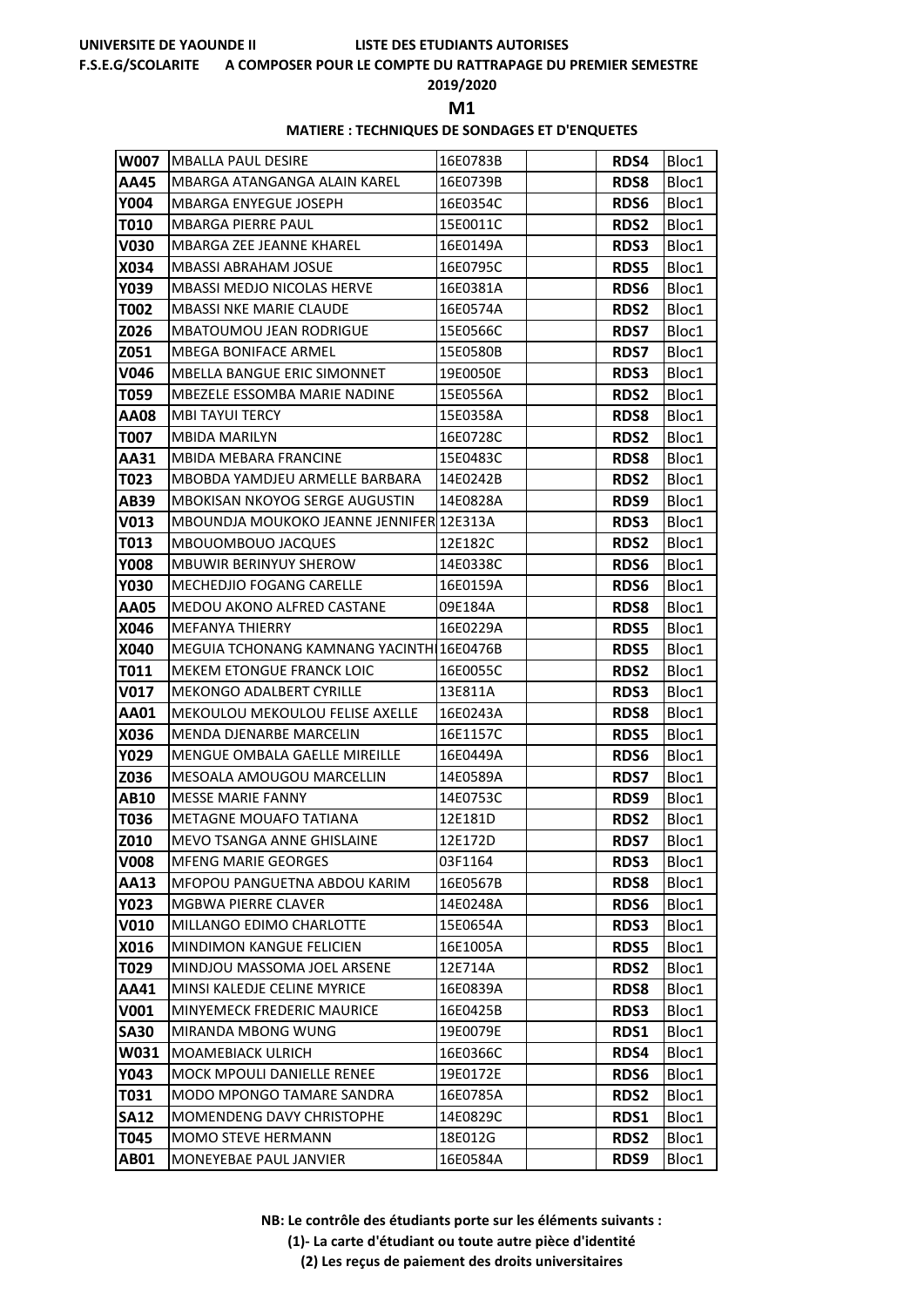UNIVERSITE DE YAOUNDE II　　　　LISTE DES ETUDIANTS AUTORISES

F.S.E.G/SCOLARITE　　A COMPOSER POUR LE COMPTE DU RATTRAPAGE DU PREMIER SEMESTRE

2019/2020

**M1**

**MATIERE : TECHNIQUES DE SONDAGES ET D'ENQUETES**

| | | | | | |
|---|---|---|---|---|---|
| **W007** | MBALLA PAUL DESIRE | 16E0783B | | **RDS4** | Bloc1 |
| **AA45** | MBARGA ATANGANGA ALAIN KAREL | 16E0739B | | **RDS8** | Bloc1 |
| **Y004** | MBARGA ENYEGUE JOSEPH | 16E0354C | | **RDS6** | Bloc1 |
| **T010** | MBARGA PIERRE PAUL | 15E0011C | | **RDS2** | Bloc1 |
| **V030** | MBARGA ZEE JEANNE KHAREL | 16E0149A | | **RDS3** | Bloc1 |
| **X034** | MBASSI ABRAHAM JOSUE | 16E0795C | | **RDS5** | Bloc1 |
| **Y039** | MBASSI MEDJO NICOLAS HERVE | 16E0381A | | **RDS6** | Bloc1 |
| **T002** | MBASSI NKE MARIE CLAUDE | 16E0574A | | **RDS2** | Bloc1 |
| **Z026** | MBATOUMOU JEAN RODRIGUE | 15E0566C | | **RDS7** | Bloc1 |
| **Z051** | MBEGA BONIFACE ARMEL | 15E0580B | | **RDS7** | Bloc1 |
| **V046** | MBELLA BANGUE ERIC SIMONNET | 19E0050E | | **RDS3** | Bloc1 |
| **T059** | MBEZELE ESSOMBA MARIE NADINE | 15E0556A | | **RDS2** | Bloc1 |
| **AA08** | MBI TAYUI TERCY | 15E0358A | | **RDS8** | Bloc1 |
| **T007** | MBIDA MARILYN | 16E0728C | | **RDS2** | Bloc1 |
| **AA31** | MBIDA MEBARA FRANCINE | 15E0483C | | **RDS8** | Bloc1 |
| **T023** | MBOBDA YAMDJEU ARMELLE BARBARA | 14E0242B | | **RDS2** | Bloc1 |
| **AB39** | MBOKISAN NKOYOG SERGE AUGUSTIN | 14E0828A | | **RDS9** | Bloc1 |
| **V013** | MBOUNDJA MOUKOKO JEANNE JENNIFER | 12E313A | | **RDS3** | Bloc1 |
| **T013** | MBOUOMBOUO JACQUES | 12E182C | | **RDS2** | Bloc1 |
| **Y008** | MBUWIR BERINYUY SHEROW | 14E0338C | | **RDS6** | Bloc1 |
| **Y030** | MECHEDJIO FOGANG CARELLE | 16E0159A | | **RDS6** | Bloc1 |
| **AA05** | MEDOU AKONO ALFRED CASTANE | 09E184A | | **RDS8** | Bloc1 |
| **X046** | MEFANYA THIERRY | 16E0229A | | **RDS5** | Bloc1 |
| **X040** | MEGUIA TCHONANG KAMNANG YACINTHI | 16E0476B | | **RDS5** | Bloc1 |
| **T011** | MEKEM ETONGUE FRANCK LOIC | 16E0055C | | **RDS2** | Bloc1 |
| **V017** | MEKONGO ADALBERT CYRILLE | 13E811A | | **RDS3** | Bloc1 |
| **AA01** | MEKOULOU MEKOULOU FELISE AXELLE | 16E0243A | | **RDS8** | Bloc1 |
| **X036** | MENDA DJENARBE MARCELIN | 16E1157C | | **RDS5** | Bloc1 |
| **Y029** | MENGUE OMBALA GAELLE MIREILLE | 16E0449A | | **RDS6** | Bloc1 |
| **Z036** | MESOALA AMOUGOU MARCELLIN | 14E0589A | | **RDS7** | Bloc1 |
| **AB10** | MESSE MARIE FANNY | 14E0753C | | **RDS9** | Bloc1 |
| **T036** | METAGNE MOUAFO TATIANA | 12E181D | | **RDS2** | Bloc1 |
| **Z010** | MEVO TSANGA ANNE GHISLAINE | 12E172D | | **RDS7** | Bloc1 |
| **V008** | MFENG MARIE GEORGES | 03F1164 | | **RDS3** | Bloc1 |
| **AA13** | MFOPOU PANGUETNA ABDOU KARIM | 16E0567B | | **RDS8** | Bloc1 |
| **Y023** | MGBWA PIERRE CLAVER | 14E0248A | | **RDS6** | Bloc1 |
| **V010** | MILLANGO EDIMO CHARLOTTE | 15E0654A | | **RDS3** | Bloc1 |
| **X016** | MINDIMON KANGUE FELICIEN | 16E1005A | | **RDS5** | Bloc1 |
| **T029** | MINDJOU MASSOMA JOEL ARSENE | 12E714A | | **RDS2** | Bloc1 |
| **AA41** | MINSI KALEDJE CELINE MYRICE | 16E0839A | | **RDS8** | Bloc1 |
| **V001** | MINYEMECK FREDERIC MAURICE | 16E0425B | | **RDS3** | Bloc1 |
| **SA30** | MIRANDA MBONG WUNG | 19E0079E | | **RDS1** | Bloc1 |
| **W031** | MOAMEBIACK ULRICH | 16E0366C | | **RDS4** | Bloc1 |
| **Y043** | MOCK MPOULI DANIELLE RENEE | 19E0172E | | **RDS6** | Bloc1 |
| **T031** | MODO MPONGO TAMARE SANDRA | 16E0785A | | **RDS2** | Bloc1 |
| **SA12** | MOMENDENG DAVY CHRISTOPHE | 14E0829C | | **RDS1** | Bloc1 |
| **T045** | MOMO STEVE HERMANN | 18E012G | | **RDS2** | Bloc1 |
| **AB01** | MONEYEBAE PAUL JANVIER | 16E0584A | | **RDS9** | Bloc1 |

**NB: Le contrôle des étudiants porte sur les éléments suivants :**

**(1)- La carte d'étudiant ou toute autre pièce d'identité**

**(2) Les reçus de paiement des droits universitaires**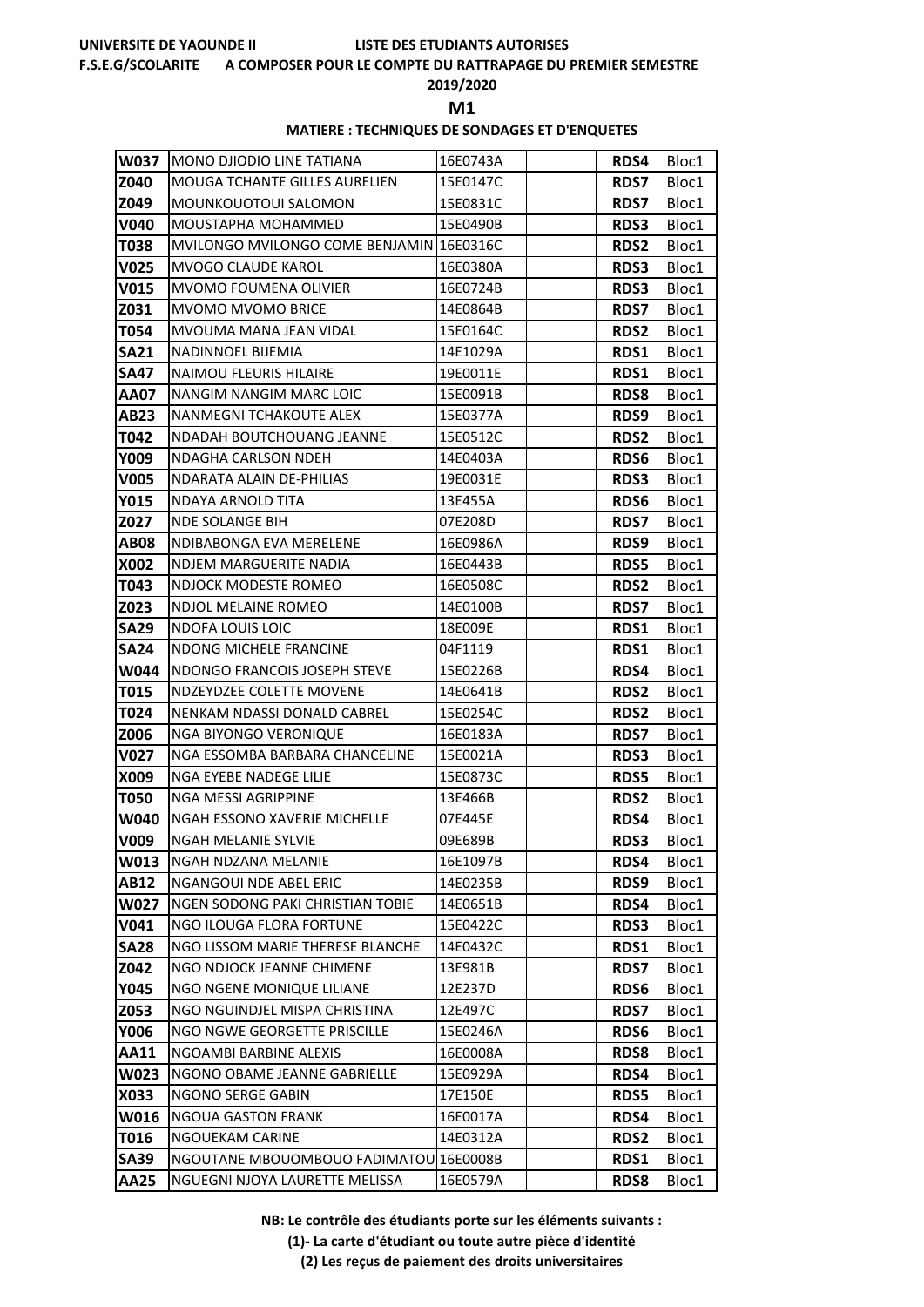UNIVERSITE DE YAOUNDE II — LISTE DES ETUDIANTS AUTORISES

F.S.E.G/SCOLARITE — A COMPOSER POUR LE COMPTE DU RATTRAPAGE DU PREMIER SEMESTRE

2019/2020

**M1**

**MATIERE : TECHNIQUES DE SONDAGES ET D'ENQUETES**

| | | | | | |
|---|---|---|---|---|---|
| **W037** | MONO DJIODIO LINE TATIANA | 16E0743A | | **RDS4** | Bloc1 |
| **Z040** | MOUGA TCHANTE GILLES AURELIEN | 15E0147C | | **RDS7** | Bloc1 |
| **Z049** | MOUNKOUOTOUI SALOMON | 15E0831C | | **RDS7** | Bloc1 |
| **V040** | MOUSTAPHA MOHAMMED | 15E0490B | | **RDS3** | Bloc1 |
| **T038** | MVILONGO MVILONGO COME BENJAMIN | 16E0316C | | **RDS2** | Bloc1 |
| **V025** | MVOGO CLAUDE KAROL | 16E0380A | | **RDS3** | Bloc1 |
| **V015** | MVOMO FOUMENA OLIVIER | 16E0724B | | **RDS3** | Bloc1 |
| **Z031** | MVOMO MVOMO BRICE | 14E0864B | | **RDS7** | Bloc1 |
| **T054** | MVOUMA MANA JEAN VIDAL | 15E0164C | | **RDS2** | Bloc1 |
| **SA21** | NADINNOEL BIJEMIA | 14E1029A | | **RDS1** | Bloc1 |
| **SA47** | NAIMOU FLEURIS HILAIRE | 19E0011E | | **RDS1** | Bloc1 |
| **AA07** | NANGIM NANGIM MARC LOIC | 15E0091B | | **RDS8** | Bloc1 |
| **AB23** | NANMEGNI TCHAKOUTE ALEX | 15E0377A | | **RDS9** | Bloc1 |
| **T042** | NDADAH BOUTCHOUANG JEANNE | 15E0512C | | **RDS2** | Bloc1 |
| **Y009** | NDAGHA CARLSON NDEH | 14E0403A | | **RDS6** | Bloc1 |
| **V005** | NDARATA ALAIN DE-PHILIAS | 19E0031E | | **RDS3** | Bloc1 |
| **Y015** | NDAYA ARNOLD TITA | 13E455A | | **RDS6** | Bloc1 |
| **Z027** | NDE SOLANGE BIH | 07E208D | | **RDS7** | Bloc1 |
| **AB08** | NDIBABONGA EVA MERELENE | 16E0986A | | **RDS9** | Bloc1 |
| **X002** | NDJEM MARGUERITE NADIA | 16E0443B | | **RDS5** | Bloc1 |
| **T043** | NDJOCK MODESTE ROMEO | 16E0508C | | **RDS2** | Bloc1 |
| **Z023** | NDJOL MELAINE ROMEO | 14E0100B | | **RDS7** | Bloc1 |
| **SA29** | NDOFA LOUIS LOIC | 18E009E | | **RDS1** | Bloc1 |
| **SA24** | NDONG MICHELE FRANCINE | 04F1119 | | **RDS1** | Bloc1 |
| **W044** | NDONGO FRANCOIS JOSEPH STEVE | 15E0226B | | **RDS4** | Bloc1 |
| **T015** | NDZEYDZEE COLETTE MOVENE | 14E0641B | | **RDS2** | Bloc1 |
| **T024** | NENKAM NDASSI DONALD CABREL | 15E0254C | | **RDS2** | Bloc1 |
| **Z006** | NGA BIYONGO VERONIQUE | 16E0183A | | **RDS7** | Bloc1 |
| **V027** | NGA ESSOMBA BARBARA CHANCELINE | 15E0021A | | **RDS3** | Bloc1 |
| **X009** | NGA EYEBE NADEGE LILIE | 15E0873C | | **RDS5** | Bloc1 |
| **T050** | NGA MESSI AGRIPPINE | 13E466B | | **RDS2** | Bloc1 |
| **W040** | NGAH ESSONO XAVERIE MICHELLE | 07E445E | | **RDS4** | Bloc1 |
| **V009** | NGAH MELANIE SYLVIE | 09E689B | | **RDS3** | Bloc1 |
| **W013** | NGAH NDZANA MELANIE | 16E1097B | | **RDS4** | Bloc1 |
| **AB12** | NGANGOUI NDE ABEL ERIC | 14E0235B | | **RDS9** | Bloc1 |
| **W027** | NGEN SODONG PAKI CHRISTIAN TOBIE | 14E0651B | | **RDS4** | Bloc1 |
| **V041** | NGO ILOUGA FLORA FORTUNE | 15E0422C | | **RDS3** | Bloc1 |
| **SA28** | NGO LISSOM MARIE THERESE BLANCHE | 14E0432C | | **RDS1** | Bloc1 |
| **Z042** | NGO NDJOCK JEANNE CHIMENE | 13E981B | | **RDS7** | Bloc1 |
| **Y045** | NGO NGENE MONIQUE LILIANE | 12E237D | | **RDS6** | Bloc1 |
| **Z053** | NGO NGUINDJEL MISPA CHRISTINA | 12E497C | | **RDS7** | Bloc1 |
| **Y006** | NGO NGWE GEORGETTE PRISCILLE | 15E0246A | | **RDS6** | Bloc1 |
| **AA11** | NGOAMBI BARBINE ALEXIS | 16E0008A | | **RDS8** | Bloc1 |
| **W023** | NGONO OBAME JEANNE GABRIELLE | 15E0929A | | **RDS4** | Bloc1 |
| **X033** | NGONO SERGE GABIN | 17E150E | | **RDS5** | Bloc1 |
| **W016** | NGOUA GASTON FRANK | 16E0017A | | **RDS4** | Bloc1 |
| **T016** | NGOUEKAM CARINE | 14E0312A | | **RDS2** | Bloc1 |
| **SA39** | NGOUTANE MBOUOMBOUO FADIMATOU | 16E0008B | | **RDS1** | Bloc1 |
| **AA25** | NGUEGNI NJOYA LAURETTE MELISSA | 16E0579A | | **RDS8** | Bloc1 |

**NB: Le contrôle des étudiants porte sur les éléments suivants :**

**(1)- La carte d'étudiant ou toute autre pièce d'identité**

**(2) Les reçus de paiement des droits universitaires**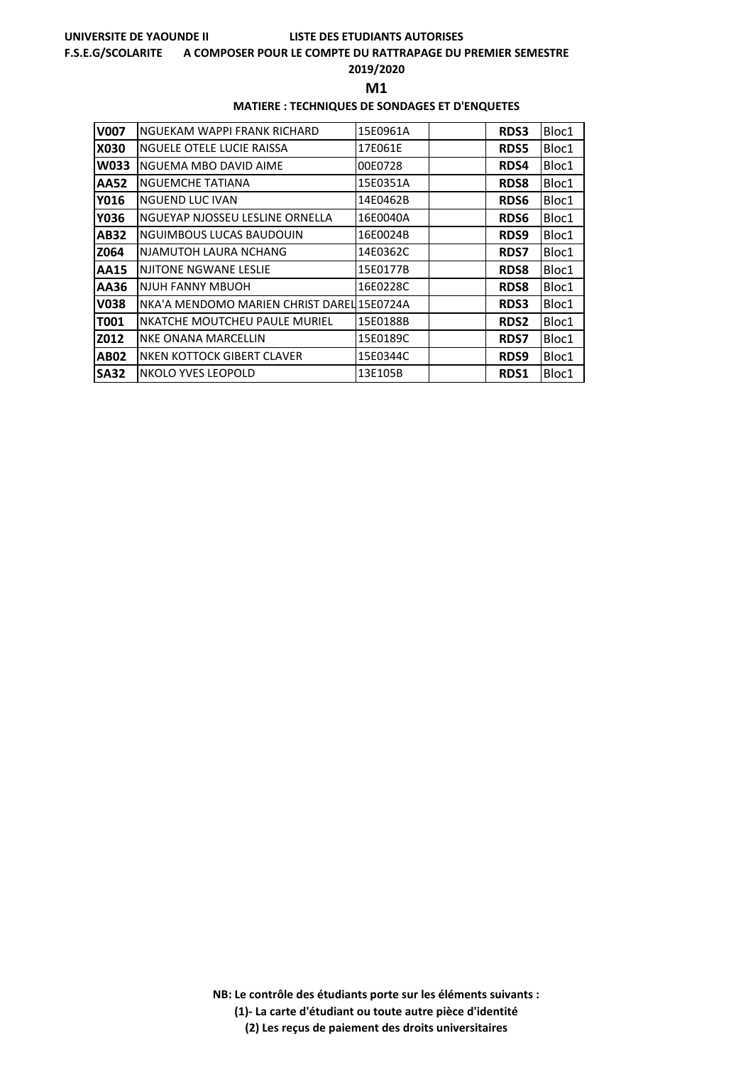UNIVERSITE DE YAOUNDE II — LISTE DES ETUDIANTS AUTORISES

F.S.E.G/SCOLARITE — A COMPOSER POUR LE COMPTE DU RATTRAPAGE DU PREMIER SEMESTRE

2019/2020

**M1**

**MATIERE : TECHNIQUES DE SONDAGES ET D'ENQUETES**

| | | | | | |
|---|---|---|---|---|---|
| **V007** | NGUEKAM WAPPI FRANK RICHARD | 15E0961A | | **RDS3** | Bloc1 |
| **X030** | NGUELE OTELE LUCIE RAISSA | 17E061E | | **RDS5** | Bloc1 |
| **W033** | NGUEMA MBO DAVID AIME | 00E0728 | | **RDS4** | Bloc1 |
| **AA52** | NGUEMCHE TATIANA | 15E0351A | | **RDS8** | Bloc1 |
| **Y016** | NGUEND LUC IVAN | 14E0462B | | **RDS6** | Bloc1 |
| **Y036** | NGUEYAP NJOSSEU LESLINE ORNELLA | 16E0040A | | **RDS6** | Bloc1 |
| **AB32** | NGUIMBOUS LUCAS BAUDOUIN | 16E0024B | | **RDS9** | Bloc1 |
| **Z064** | NJAMUTOH LAURA NCHANG | 14E0362C | | **RDS7** | Bloc1 |
| **AA15** | NJITONE NGWANE LESLIE | 15E0177B | | **RDS8** | Bloc1 |
| **AA36** | NJUH FANNY MBUOH | 16E0228C | | **RDS8** | Bloc1 |
| **V038** | NKA'A MENDOMO MARIEN CHRIST DAREL | 15E0724A | | **RDS3** | Bloc1 |
| **T001** | NKATCHE MOUTCHEU PAULE MURIEL | 15E0188B | | **RDS2** | Bloc1 |
| **Z012** | NKE ONANA MARCELLIN | 15E0189C | | **RDS7** | Bloc1 |
| **AB02** | NKEN KOTTOCK GIBERT CLAVER | 15E0344C | | **RDS9** | Bloc1 |
| **SA32** | NKOLO YVES LEOPOLD | 13E105B | | **RDS1** | Bloc1 |

**NB: Le contrôle des étudiants porte sur les éléments suivants :**

**(1)- La carte d'étudiant ou toute autre pièce d'identité**

**(2) Les reçus de paiement des droits universitaires**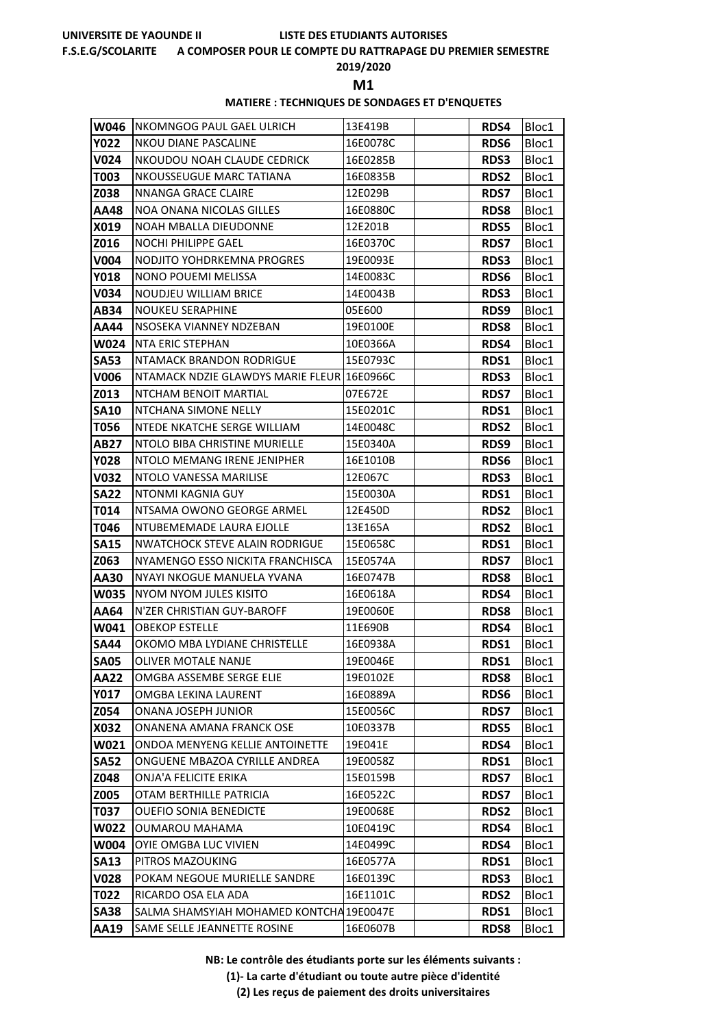UNIVERSITE DE YAOUNDE II — LISTE DES ETUDIANTS AUTORISES

F.S.E.G/SCOLARITE — A COMPOSER POUR LE COMPTE DU RATTRAPAGE DU PREMIER SEMESTRE

2019/2020

**M1**

**MATIERE : TECHNIQUES DE SONDAGES ET D'ENQUETES**

| | | | | | |
|---|---|---|---|---|---|
| W046 | NKOMNGOG PAUL GAEL ULRICH | 13E419B | | RDS4 | Bloc1 |
| Y022 | NKOU DIANE PASCALINE | 16E0078C | | RDS6 | Bloc1 |
| V024 | NKOUDOU NOAH CLAUDE CEDRICK | 16E0285B | | RDS3 | Bloc1 |
| T003 | NKOUSSEUGUE MARC TATIANA | 16E0835B | | RDS2 | Bloc1 |
| Z038 | NNANGA GRACE CLAIRE | 12E029B | | RDS7 | Bloc1 |
| AA48 | NOA ONANA NICOLAS GILLES | 16E0880C | | RDS8 | Bloc1 |
| X019 | NOAH MBALLA DIEUDONNE | 12E201B | | RDS5 | Bloc1 |
| Z016 | NOCHI PHILIPPE GAEL | 16E0370C | | RDS7 | Bloc1 |
| V004 | NODJITO YOHDRKEMNA PROGRES | 19E0093E | | RDS3 | Bloc1 |
| Y018 | NONO POUEMI MELISSA | 14E0083C | | RDS6 | Bloc1 |
| V034 | NOUDJEU WILLIAM BRICE | 14E0043B | | RDS3 | Bloc1 |
| AB34 | NOUKEU SERAPHINE | 05E600 | | RDS9 | Bloc1 |
| AA44 | NSOSEKA VIANNEY NDZEBAN | 19E0100E | | RDS8 | Bloc1 |
| W024 | NTA ERIC STEPHAN | 10E0366A | | RDS4 | Bloc1 |
| SA53 | NTAMACK BRANDON RODRIGUE | 15E0793C | | RDS1 | Bloc1 |
| V006 | NTAMACK NDZIE GLAWDYS MARIE FLEUR | 16E0966C | | RDS3 | Bloc1 |
| Z013 | NTCHAM BENOIT MARTIAL | 07E672E | | RDS7 | Bloc1 |
| SA10 | NTCHANA SIMONE NELLY | 15E0201C | | RDS1 | Bloc1 |
| T056 | NTEDE NKATCHE SERGE WILLIAM | 14E0048C | | RDS2 | Bloc1 |
| AB27 | NTOLO BIBA CHRISTINE MURIELLE | 15E0340A | | RDS9 | Bloc1 |
| Y028 | NTOLO MEMANG IRENE JENIPHER | 16E1010B | | RDS6 | Bloc1 |
| V032 | NTOLO VANESSA MARILISE | 12E067C | | RDS3 | Bloc1 |
| SA22 | NTONMI KAGNIA GUY | 15E0030A | | RDS1 | Bloc1 |
| T014 | NTSAMA OWONO GEORGE ARMEL | 12E450D | | RDS2 | Bloc1 |
| T046 | NTUBEMEMADE LAURA EJOLLE | 13E165A | | RDS2 | Bloc1 |
| SA15 | NWATCHOCK STEVE ALAIN RODRIGUE | 15E0658C | | RDS1 | Bloc1 |
| Z063 | NYAMENGO ESSO NICKITA FRANCHISCA | 15E0574A | | RDS7 | Bloc1 |
| AA30 | NYAYI NKOGUE MANUELA YVANA | 16E0747B | | RDS8 | Bloc1 |
| W035 | NYOM NYOM JULES KISITO | 16E0618A | | RDS4 | Bloc1 |
| AA64 | N'ZER CHRISTIAN GUY-BAROFF | 19E0060E | | RDS8 | Bloc1 |
| W041 | OBEKOP ESTELLE | 11E690B | | RDS4 | Bloc1 |
| SA44 | OKOMO MBA LYDIANE CHRISTELLE | 16E0938A | | RDS1 | Bloc1 |
| SA05 | OLIVER MOTALE NANJE | 19E0046E | | RDS1 | Bloc1 |
| AA22 | OMGBA ASSEMBE SERGE ELIE | 19E0102E | | RDS8 | Bloc1 |
| Y017 | OMGBA LEKINA LAURENT | 16E0889A | | RDS6 | Bloc1 |
| Z054 | ONANA JOSEPH JUNIOR | 15E0056C | | RDS7 | Bloc1 |
| X032 | ONANENA AMANA FRANCK OSE | 10E0337B | | RDS5 | Bloc1 |
| W021 | ONDOA MENYENG KELLIE ANTOINETTE | 19E041E | | RDS4 | Bloc1 |
| SA52 | ONGUENE MBAZOA CYRILLE ANDREA | 19E0058Z | | RDS1 | Bloc1 |
| Z048 | ONJA'A FELICITE ERIKA | 15E0159B | | RDS7 | Bloc1 |
| Z005 | OTAM BERTHILLE PATRICIA | 16E0522C | | RDS7 | Bloc1 |
| T037 | OUEFIO SONIA BENEDICTE | 19E0068E | | RDS2 | Bloc1 |
| W022 | OUMAROU MAHAMA | 10E0419C | | RDS4 | Bloc1 |
| W004 | OYIE OMGBA LUC VIVIEN | 14E0499C | | RDS4 | Bloc1 |
| SA13 | PITROS MAZOUKING | 16E0577A | | RDS1 | Bloc1 |
| V028 | POKAM NEGOUE MURIELLE SANDRE | 16E0139C | | RDS3 | Bloc1 |
| T022 | RICARDO OSA ELA ADA | 16E1101C | | RDS2 | Bloc1 |
| SA38 | SALMA SHAMSYIAH MOHAMED KONTCHA | 19E0047E | | RDS1 | Bloc1 |
| AA19 | SAME SELLE JEANNETTE ROSINE | 16E0607B | | RDS8 | Bloc1 |

**NB: Le contrôle des étudiants porte sur les éléments suivants :**

**(1)- La carte d'étudiant ou toute autre pièce d'identité**

**(2) Les reçus de paiement des droits universitaires**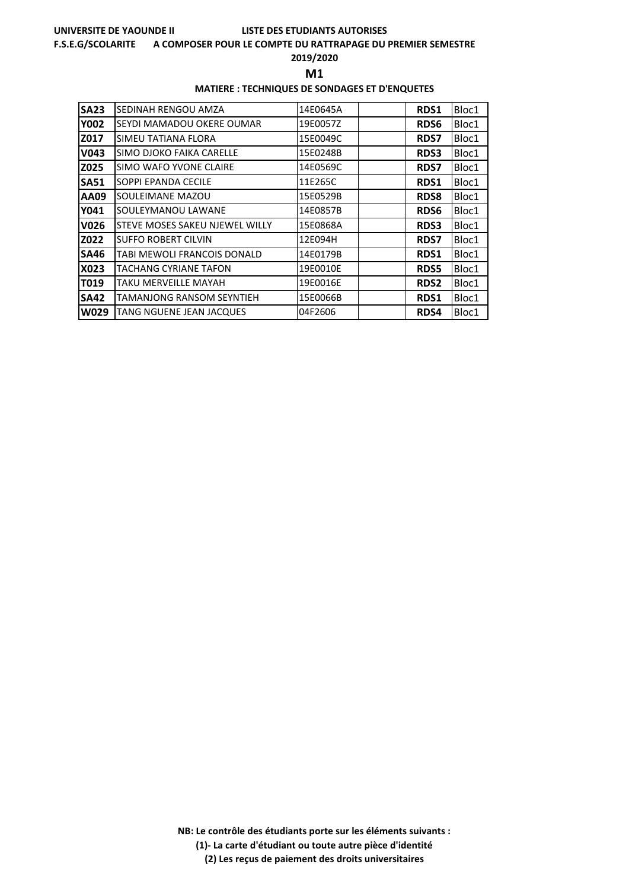**UNIVERSITE DE YAOUNDE II** **LISTE DES ETUDIANTS AUTORISES**

**F.S.E.G/SCOLARITE** **A COMPOSER POUR LE COMPTE DU RATTRAPAGE DU PREMIER SEMESTRE**

**2019/2020**

## M1

**MATIERE : TECHNIQUES DE SONDAGES ET D'ENQUETES**

| | | | | | |
|---|---|---|---|---|---|
| **SA23** | SEDINAH RENGOU AMZA | 14E0645A | | **RDS1** | Bloc1 |
| **Y002** | SEYDI MAMADOU OKERE OUMAR | 19E0057Z | | **RDS6** | Bloc1 |
| **Z017** | SIMEU TATIANA FLORA | 15E0049C | | **RDS7** | Bloc1 |
| **V043** | SIMO DJOKO FAIKA CARELLE | 15E0248B | | **RDS3** | Bloc1 |
| **Z025** | SIMO WAFO YVONE CLAIRE | 14E0569C | | **RDS7** | Bloc1 |
| **SA51** | SOPPI EPANDA CECILE | 11E265C | | **RDS1** | Bloc1 |
| **AA09** | SOULEIMANE MAZOU | 15E0529B | | **RDS8** | Bloc1 |
| **Y041** | SOULEYMANOU LAWANE | 14E0857B | | **RDS6** | Bloc1 |
| **V026** | STEVE MOSES SAKEU NJEWEL WILLY | 15E0868A | | **RDS3** | Bloc1 |
| **Z022** | SUFFO ROBERT CILVIN | 12E094H | | **RDS7** | Bloc1 |
| **SA46** | TABI MEWOLI FRANCOIS DONALD | 14E0179B | | **RDS1** | Bloc1 |
| **X023** | TACHANG CYRIANE TAFON | 19E0010E | | **RDS5** | Bloc1 |
| **T019** | TAKU MERVEILLE MAYAH | 19E0016E | | **RDS2** | Bloc1 |
| **SA42** | TAMANJONG RANSOM SEYNTIEH | 15E0066B | | **RDS1** | Bloc1 |
| **W029** | TANG NGUENE JEAN JACQUES | 04F2606 | | **RDS4** | Bloc1 |

**NB: Le contrôle des étudiants porte sur les éléments suivants :**

**(1)- La carte d'étudiant ou toute autre pièce d'identité**

**(2) Les reçus de paiement des droits universitaires**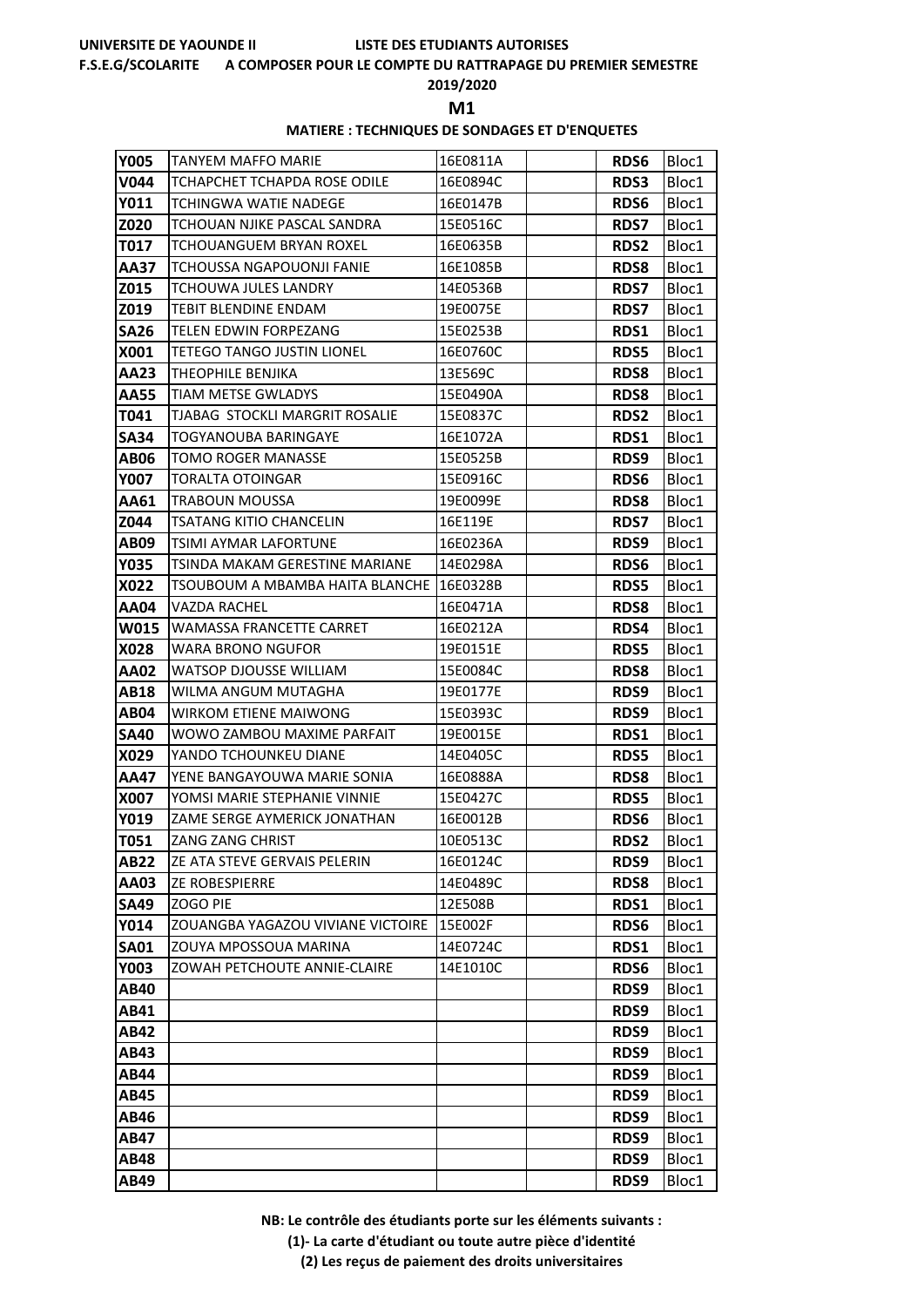UNIVERSITE DE YAOUNDE II LISTE DES ETUDIANTS AUTORISES

F.S.E.G/SCOLARITE A COMPOSER POUR LE COMPTE DU RATTRAPAGE DU PREMIER SEMESTRE

2019/2020

**M1**

**MATIERE : TECHNIQUES DE SONDAGES ET D'ENQUETES**

| | | | | | |
|---|---|---|---|---|---|
| **Y005** | TANYEM MAFFO MARIE | 16E0811A | | **RDS6** | Bloc1 |
| **V044** | TCHAPCHET TCHAPDA ROSE ODILE | 16E0894C | | **RDS3** | Bloc1 |
| **Y011** | TCHINGWA WATIE NADEGE | 16E0147B | | **RDS6** | Bloc1 |
| **Z020** | TCHOUAN NJIKE PASCAL SANDRA | 15E0516C | | **RDS7** | Bloc1 |
| **T017** | TCHOUANGUEM BRYAN ROXEL | 16E0635B | | **RDS2** | Bloc1 |
| **AA37** | TCHOUSSA NGAPOUONJI FANIE | 16E1085B | | **RDS8** | Bloc1 |
| **Z015** | TCHOUWA JULES LANDRY | 14E0536B | | **RDS7** | Bloc1 |
| **Z019** | TEBIT BLENDINE ENDAM | 19E0075E | | **RDS7** | Bloc1 |
| **SA26** | TELEN EDWIN FORPEZANG | 15E0253B | | **RDS1** | Bloc1 |
| **X001** | TETEGO TANGO JUSTIN LIONEL | 16E0760C | | **RDS5** | Bloc1 |
| **AA23** | THEOPHILE BENJIKA | 13E569C | | **RDS8** | Bloc1 |
| **AA55** | TIAM METSE GWLADYS | 15E0490A | | **RDS8** | Bloc1 |
| **T041** | TJABAG STOCKLI MARGRIT ROSALIE | 15E0837C | | **RDS2** | Bloc1 |
| **SA34** | TOGYANOUBA BARINGAYE | 16E1072A | | **RDS1** | Bloc1 |
| **AB06** | TOMO ROGER MANASSE | 15E0525B | | **RDS9** | Bloc1 |
| **Y007** | TORALTA OTOINGAR | 15E0916C | | **RDS6** | Bloc1 |
| **AA61** | TRABOUN MOUSSA | 19E0099E | | **RDS8** | Bloc1 |
| **Z044** | TSATANG KITIO CHANCELIN | 16E119E | | **RDS7** | Bloc1 |
| **AB09** | TSIMI AYMAR LAFORTUNE | 16E0236A | | **RDS9** | Bloc1 |
| **Y035** | TSINDA MAKAM GERESTINE MARIANE | 14E0298A | | **RDS6** | Bloc1 |
| **X022** | TSOUBOUM A MBAMBA HAITA BLANCHE | 16E0328B | | **RDS5** | Bloc1 |
| **AA04** | VAZDA RACHEL | 16E0471A | | **RDS8** | Bloc1 |
| **W015** | WAMASSA FRANCETTE CARRET | 16E0212A | | **RDS4** | Bloc1 |
| **X028** | WARA BRONO NGUFOR | 19E0151E | | **RDS5** | Bloc1 |
| **AA02** | WATSOP DJOUSSE WILLIAM | 15E0084C | | **RDS8** | Bloc1 |
| **AB18** | WILMA ANGUM MUTAGHA | 19E0177E | | **RDS9** | Bloc1 |
| **AB04** | WIRKOM ETIENE MAIWONG | 15E0393C | | **RDS9** | Bloc1 |
| **SA40** | WOWO ZAMBOU MAXIME PARFAIT | 19E0015E | | **RDS1** | Bloc1 |
| **X029** | YANDO TCHOUNKEU DIANE | 14E0405C | | **RDS5** | Bloc1 |
| **AA47** | YENE BANGAYOUWA MARIE SONIA | 16E0888A | | **RDS8** | Bloc1 |
| **X007** | YOMSI MARIE STEPHANIE VINNIE | 15E0427C | | **RDS5** | Bloc1 |
| **Y019** | ZAME SERGE AYMERICK JONATHAN | 16E0012B | | **RDS6** | Bloc1 |
| **T051** | ZANG ZANG CHRIST | 10E0513C | | **RDS2** | Bloc1 |
| **AB22** | ZE ATA STEVE GERVAIS PELERIN | 16E0124C | | **RDS9** | Bloc1 |
| **AA03** | ZE ROBESPIERRE | 14E0489C | | **RDS8** | Bloc1 |
| **SA49** | ZOGO PIE | 12E508B | | **RDS1** | Bloc1 |
| **Y014** | ZOUANGBA YAGAZOU VIVIANE VICTOIRE | 15E002F | | **RDS6** | Bloc1 |
| **SA01** | ZOUYA MPOSSOUA MARINA | 14E0724C | | **RDS1** | Bloc1 |
| **Y003** | ZOWAH PETCHOUTE ANNIE-CLAIRE | 14E1010C | | **RDS6** | Bloc1 |
| **AB40** | | | | **RDS9** | Bloc1 |
| **AB41** | | | | **RDS9** | Bloc1 |
| **AB42** | | | | **RDS9** | Bloc1 |
| **AB43** | | | | **RDS9** | Bloc1 |
| **AB44** | | | | **RDS9** | Bloc1 |
| **AB45** | | | | **RDS9** | Bloc1 |
| **AB46** | | | | **RDS9** | Bloc1 |
| **AB47** | | | | **RDS9** | Bloc1 |
| **AB48** | | | | **RDS9** | Bloc1 |
| **AB49** | | | | **RDS9** | Bloc1 |

**NB: Le contrôle des étudiants porte sur les éléments suivants :**

**(1)- La carte d'étudiant ou toute autre pièce d'identité**

**(2) Les reçus de paiement des droits universitaires**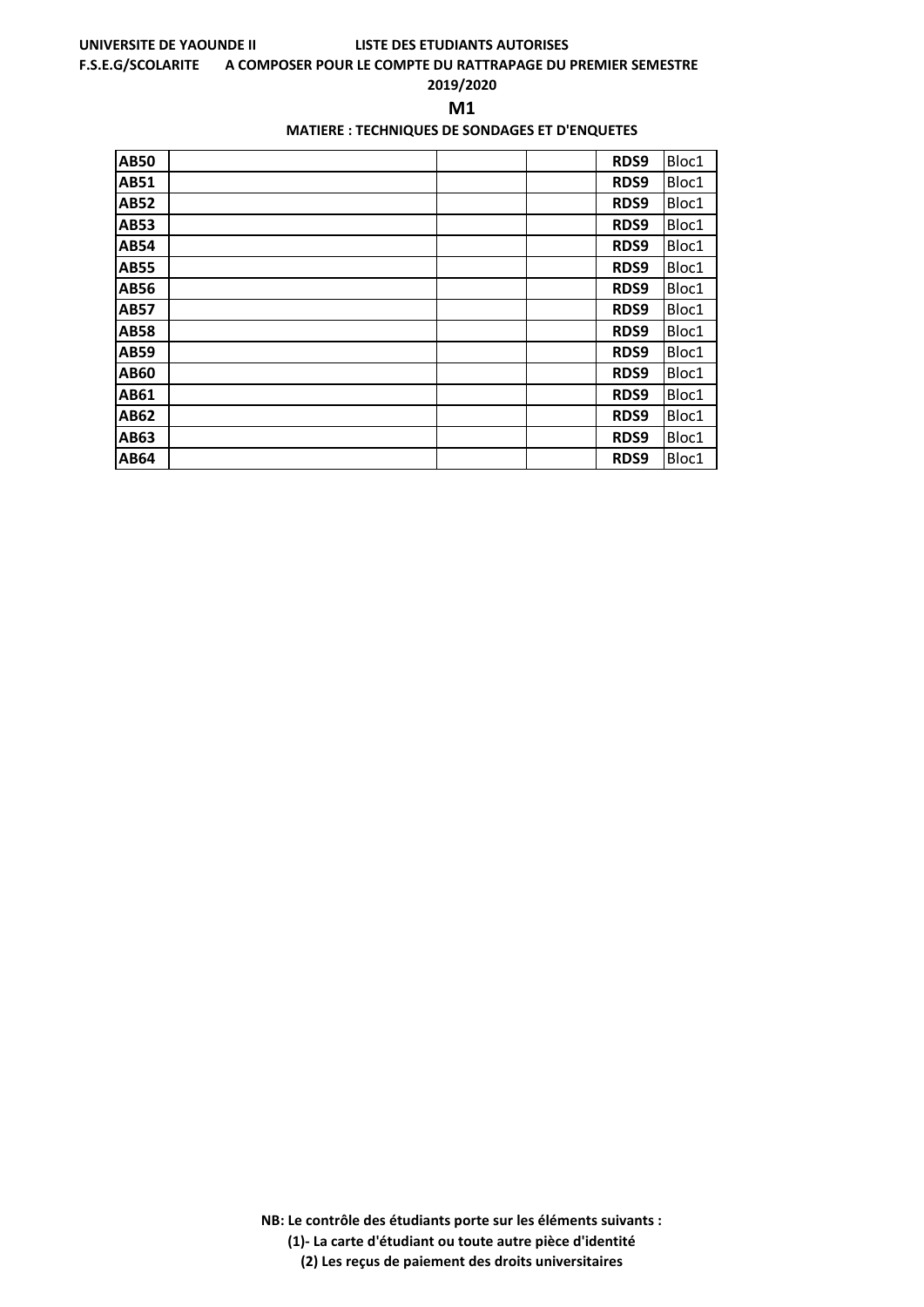UNIVERSITE DE YAOUNDE II LISTE DES ETUDIANTS AUTORISES

F.S.E.G/SCOLARITE A COMPOSER POUR LE COMPTE DU RATTRAPAGE DU PREMIER SEMESTRE

2019/2020

**M1**

**MATIERE : TECHNIQUES DE SONDAGES ET D'ENQUETES**

| | | | | | |
|---|---|---|---|---|---|
| **AB50** | | | | **RDS9** | Bloc1 |
| **AB51** | | | | **RDS9** | Bloc1 |
| **AB52** | | | | **RDS9** | Bloc1 |
| **AB53** | | | | **RDS9** | Bloc1 |
| **AB54** | | | | **RDS9** | Bloc1 |
| **AB55** | | | | **RDS9** | Bloc1 |
| **AB56** | | | | **RDS9** | Bloc1 |
| **AB57** | | | | **RDS9** | Bloc1 |
| **AB58** | | | | **RDS9** | Bloc1 |
| **AB59** | | | | **RDS9** | Bloc1 |
| **AB60** | | | | **RDS9** | Bloc1 |
| **AB61** | | | | **RDS9** | Bloc1 |
| **AB62** | | | | **RDS9** | Bloc1 |
| **AB63** | | | | **RDS9** | Bloc1 |
| **AB64** | | | | **RDS9** | Bloc1 |

**NB: Le contrôle des étudiants porte sur les éléments suivants :**

**(1)- La carte d'étudiant ou toute autre pièce d'identité**

**(2) Les reçus de paiement des droits universitaires**